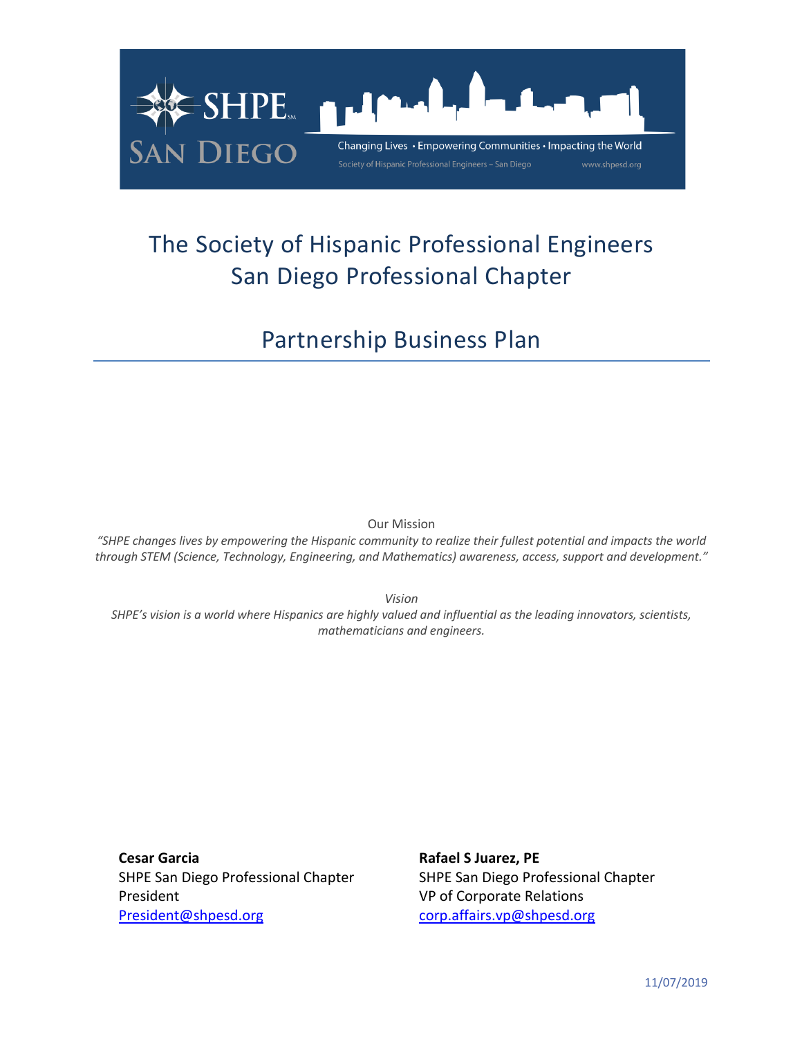SHPE SAN DIEGO

Changing Lives • Empowering Communities • Impacting the World

Society of Hispanic Professional Engineers – San Diego www.shpesd.org

# The Society of Hispanic Professional Engineers
# San Diego Professional Chapter

## Partnership Business Plan

Our Mission

*"SHPE changes lives by empowering the Hispanic community to realize their fullest potential and impacts the world through STEM (Science, Technology, Engineering, and Mathematics) awareness, access, support and development."*

*Vision*

*SHPE's vision is a world where Hispanics are highly valued and influential as the leading innovators, scientists, mathematicians and engineers.*

**Cesar Garcia**
SHPE San Diego Professional Chapter
President
President@shpesd.org

**Rafael S Juarez, PE**
SHPE San Diego Professional Chapter
VP of Corporate Relations
corp.affairs.vp@shpesd.org

11/07/2019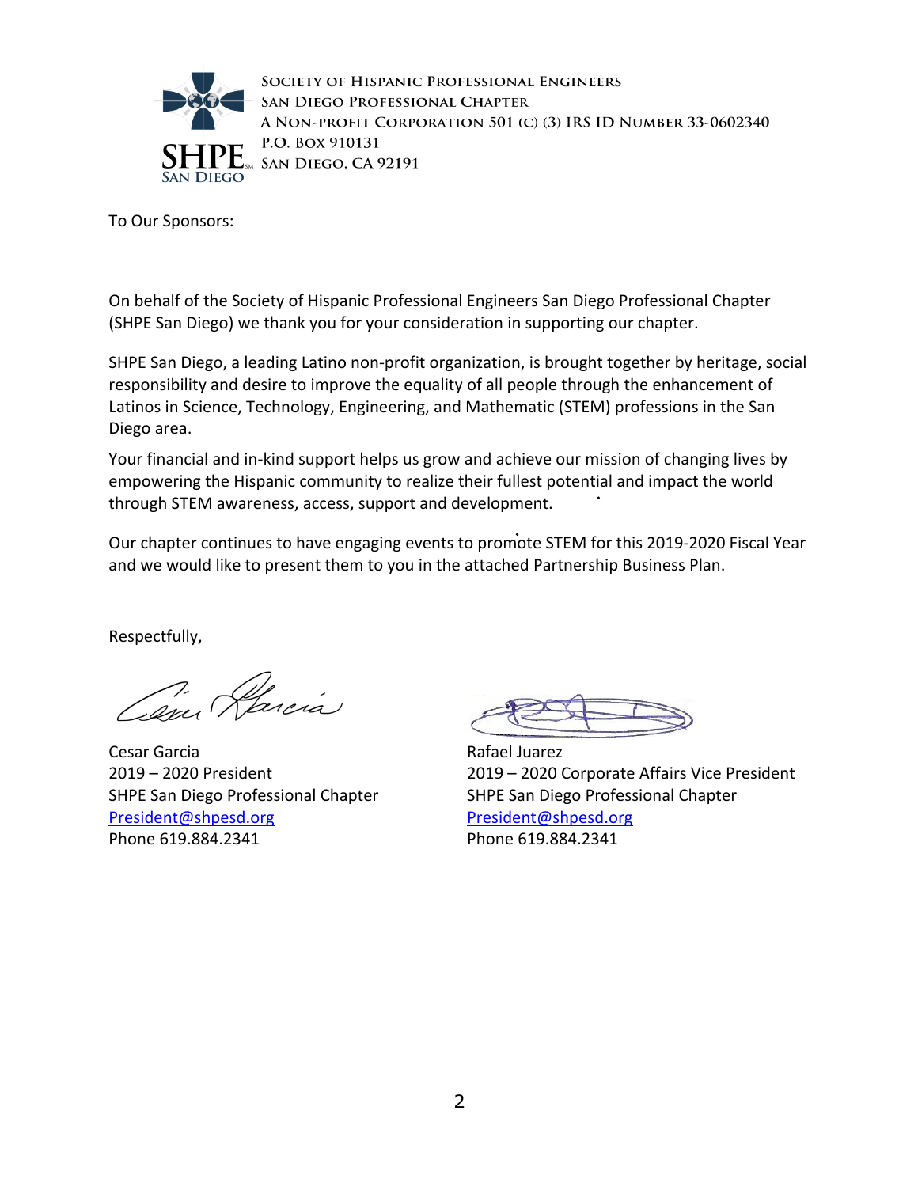SOCIETY OF HISPANIC PROFESSIONAL ENGINEERS
SAN DIEGO PROFESSIONAL CHAPTER
A NON-PROFIT CORPORATION 501 (C) (3) IRS ID NUMBER 33-0602340
P.O. BOX 910131
SAN DIEGO, CA 92191

To Our Sponsors:

On behalf of the Society of Hispanic Professional Engineers San Diego Professional Chapter (SHPE San Diego) we thank you for your consideration in supporting our chapter.

SHPE San Diego, a leading Latino non-profit organization, is brought together by heritage, social responsibility and desire to improve the equality of all people through the enhancement of Latinos in Science, Technology, Engineering, and Mathematic (STEM) professions in the San Diego area.

Your financial and in-kind support helps us grow and achieve our mission of changing lives by empowering the Hispanic community to realize their fullest potential and impact the world through STEM awareness, access, support and development.

Our chapter continues to have engaging events to promote STEM for this 2019-2020 Fiscal Year and we would like to present them to you in the attached Partnership Business Plan.

Respectfully,

Cesar Garcia
2019 – 2020 President
SHPE San Diego Professional Chapter
President@shpesd.org
Phone 619.884.2341

Rafael Juarez
2019 – 2020 Corporate Affairs Vice President
SHPE San Diego Professional Chapter
President@shpesd.org
Phone 619.884.2341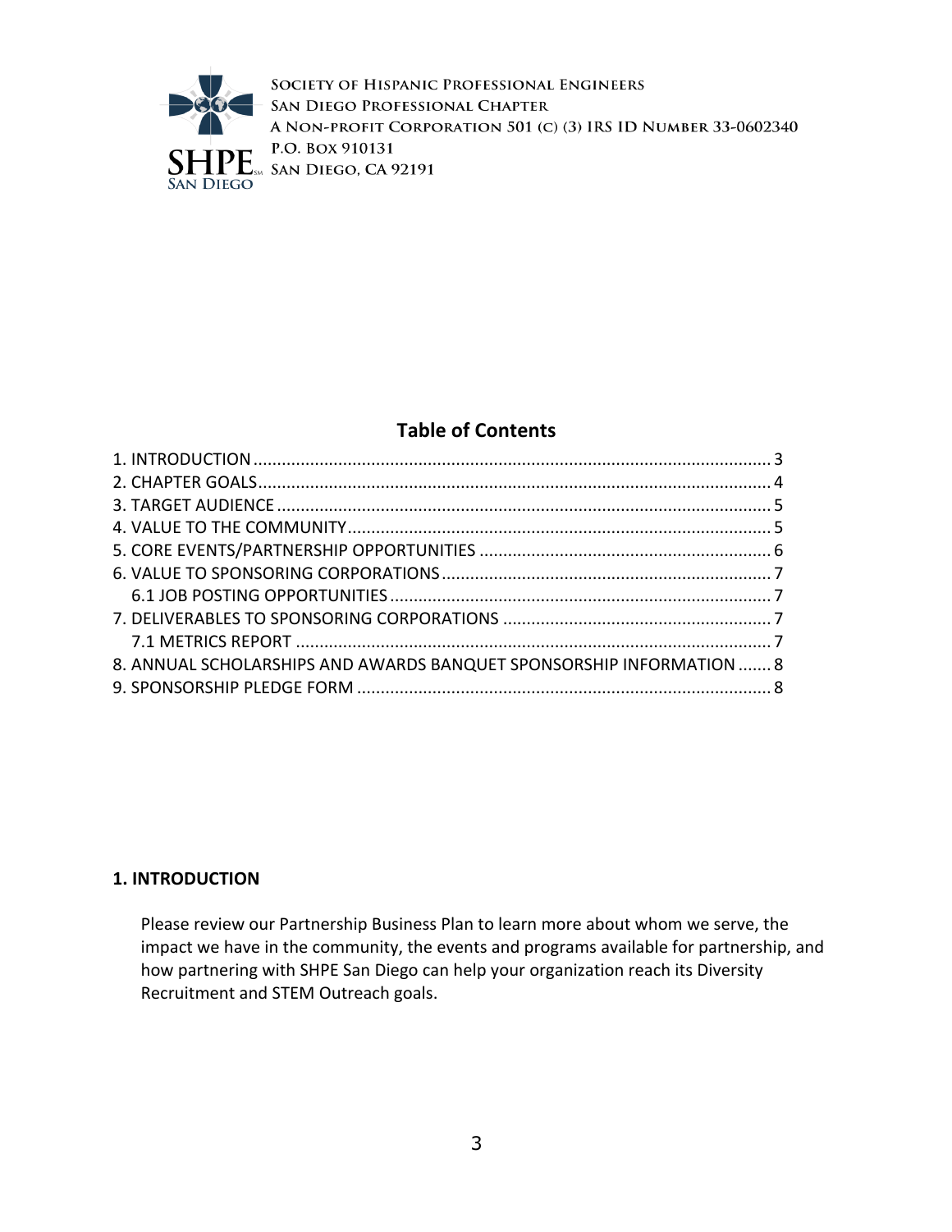SOCIETY OF HISPANIC PROFESSIONAL ENGINEERS
SAN DIEGO PROFESSIONAL CHAPTER
A NON-PROFIT CORPORATION 501 (C) (3) IRS ID NUMBER 33-0602340
P.O. BOX 910131
SAN DIEGO, CA 92191

## Table of Contents

1. INTRODUCTION ..... 3
2. CHAPTER GOALS ..... 4
3. TARGET AUDIENCE ..... 5
4. VALUE TO THE COMMUNITY ..... 5
5. CORE EVENTS/PARTNERSHIP OPPORTUNITIES ..... 6
6. VALUE TO SPONSORING CORPORATIONS ..... 7
   - 6.1 JOB POSTING OPPORTUNITIES ..... 7
7. DELIVERABLES TO SPONSORING CORPORATIONS ..... 7
   - 7.1 METRICS REPORT ..... 7
8. ANNUAL SCHOLARSHIPS AND AWARDS BANQUET SPONSORSHIP INFORMATION ..... 8
9. SPONSORSHIP PLEDGE FORM ..... 8

## 1. INTRODUCTION

Please review our Partnership Business Plan to learn more about whom we serve, the impact we have in the community, the events and programs available for partnership, and how partnering with SHPE San Diego can help your organization reach its Diversity Recruitment and STEM Outreach goals.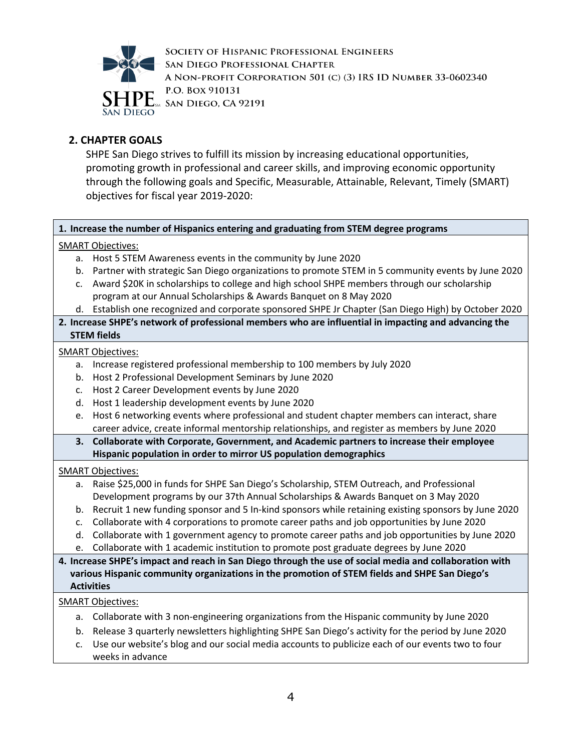## 2. CHAPTER GOALS

SHPE San Diego strives to fulfill its mission by increasing educational opportunities, promoting growth in professional and career skills, and improving economic opportunity through the following goals and Specific, Measurable, Attainable, Relevant, Timely (SMART) objectives for fiscal year 2019-2020:

**1. Increase the number of Hispanics entering and graduating from STEM degree programs**

SMART Objectives:

a. Host 5 STEM Awareness events in the community by June 2020
b. Partner with strategic San Diego organizations to promote STEM in 5 community events by June 2020
c. Award $20K in scholarships to college and high school SHPE members through our scholarship program at our Annual Scholarships & Awards Banquet on 8 May 2020
d. Establish one recognized and corporate sponsored SHPE Jr Chapter (San Diego High) by October 2020

**2. Increase SHPE's network of professional members who are influential in impacting and advancing the STEM fields**

SMART Objectives:

a. Increase registered professional membership to 100 members by July 2020
b. Host 2 Professional Development Seminars by June 2020
c. Host 2 Career Development events by June 2020
d. Host 1 leadership development events by June 2020
e. Host 6 networking events where professional and student chapter members can interact, share career advice, create informal mentorship relationships, and register as members by June 2020

**3. Collaborate with Corporate, Government, and Academic partners to increase their employee Hispanic population in order to mirror US population demographics**

SMART Objectives:

a. Raise $25,000 in funds for SHPE San Diego's Scholarship, STEM Outreach, and Professional Development programs by our 37th Annual Scholarships & Awards Banquet on 3 May 2020
b. Recruit 1 new funding sponsor and 5 In-kind sponsors while retaining existing sponsors by June 2020
c. Collaborate with 4 corporations to promote career paths and job opportunities by June 2020
d. Collaborate with 1 government agency to promote career paths and job opportunities by June 2020
e. Collaborate with 1 academic institution to promote post graduate degrees by June 2020

**4. Increase SHPE's impact and reach in San Diego through the use of social media and collaboration with various Hispanic community organizations in the promotion of STEM fields and SHPE San Diego's Activities**

SMART Objectives:

a. Collaborate with 3 non-engineering organizations from the Hispanic community by June 2020
b. Release 3 quarterly newsletters highlighting SHPE San Diego's activity for the period by June 2020
c. Use our website's blog and our social media accounts to publicize each of our events two to four weeks in advance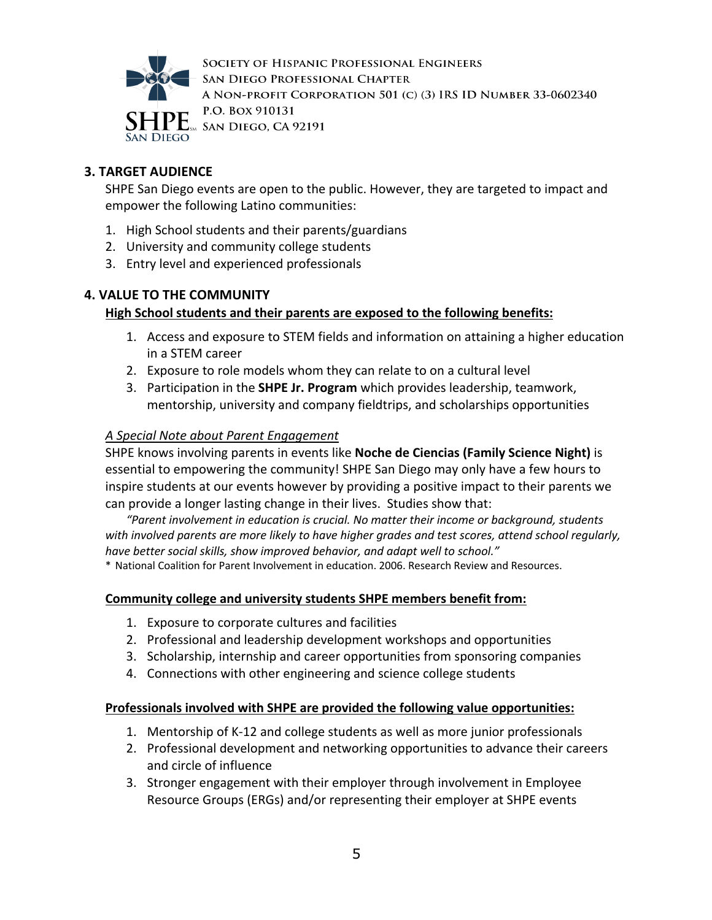## 3. TARGET AUDIENCE

SHPE San Diego events are open to the public. However, they are targeted to impact and empower the following Latino communities:

1. High School students and their parents/guardians
2. University and community college students
3. Entry level and experienced professionals

## 4. VALUE TO THE COMMUNITY

**High School students and their parents are exposed to the following benefits:**

1. Access and exposure to STEM fields and information on attaining a higher education in a STEM career
2. Exposure to role models whom they can relate to on a cultural level
3. Participation in the **SHPE Jr. Program** which provides leadership, teamwork, mentorship, university and company fieldtrips, and scholarships opportunities

*A Special Note about Parent Engagement*

SHPE knows involving parents in events like **Noche de Ciencias (Family Science Night)** is essential to empowering the community! SHPE San Diego may only have a few hours to inspire students at our events however by providing a positive impact to their parents we can provide a longer lasting change in their lives. Studies show that:

*"Parent involvement in education is crucial. No matter their income or background, students with involved parents are more likely to have higher grades and test scores, attend school regularly, have better social skills, show improved behavior, and adapt well to school."*

\* National Coalition for Parent Involvement in education. 2006. Research Review and Resources.

**Community college and university students SHPE members benefit from:**

1. Exposure to corporate cultures and facilities
2. Professional and leadership development workshops and opportunities
3. Scholarship, internship and career opportunities from sponsoring companies
4. Connections with other engineering and science college students

**Professionals involved with SHPE are provided the following value opportunities:**

1. Mentorship of K-12 and college students as well as more junior professionals
2. Professional development and networking opportunities to advance their careers and circle of influence
3. Stronger engagement with their employer through involvement in Employee Resource Groups (ERGs) and/or representing their employer at SHPE events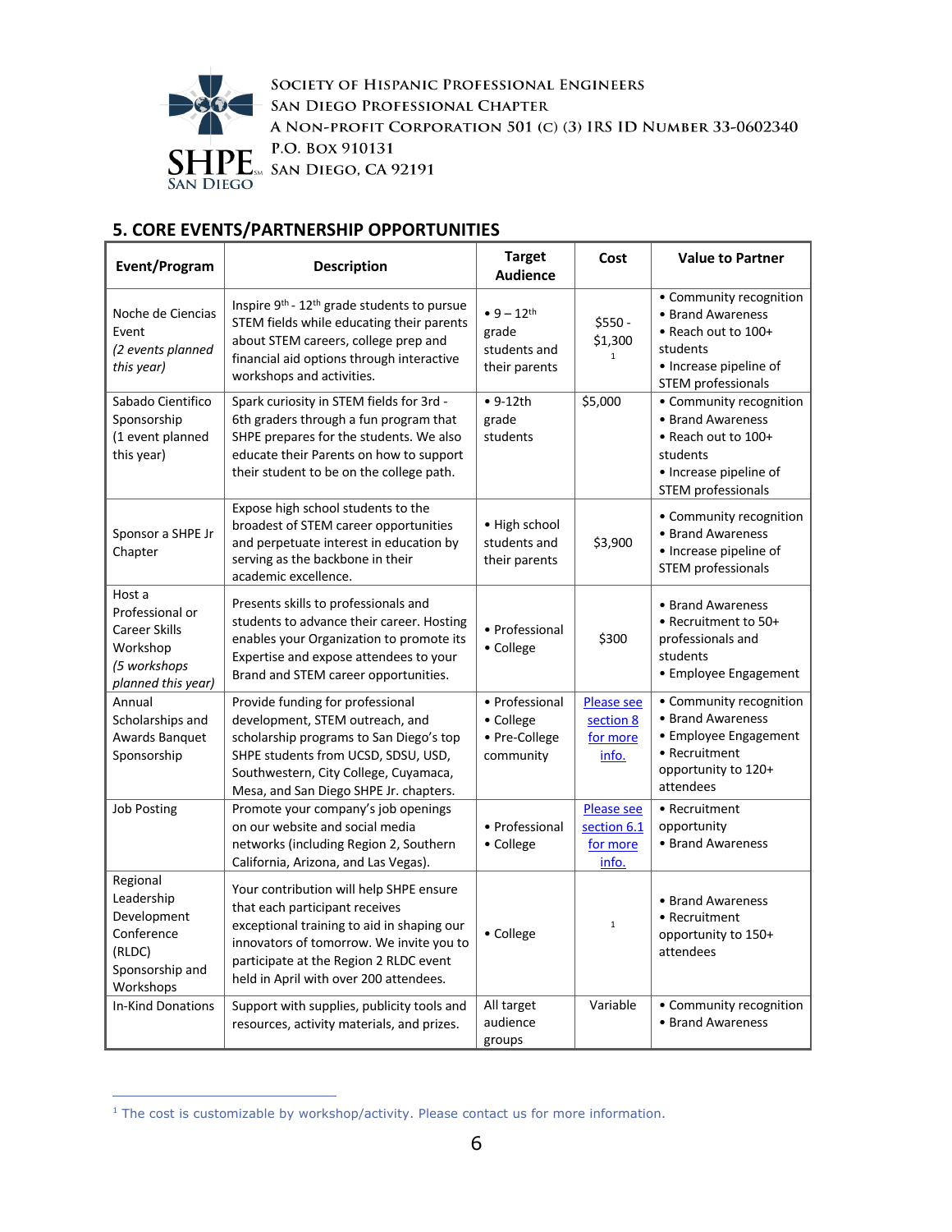SOCIETY OF HISPANIC PROFESSIONAL ENGINEERS
SAN DIEGO PROFESSIONAL CHAPTER
A NON-PROFIT CORPORATION 501 (C) (3) IRS ID NUMBER 33-0602340
P.O. BOX 910131
SAN DIEGO, CA 92191

## 5. CORE EVENTS/PARTNERSHIP OPPORTUNITIES

| Event/Program | Description | Target Audience | Cost | Value to Partner |
|---|---|---|---|---|
| Noche de Ciencias Event *(2 events planned this year)* | Inspire 9th - 12th grade students to pursue STEM fields while educating their parents about STEM careers, college prep and financial aid options through interactive workshops and activities. | • 9 – 12th grade students and their parents | \$550 - \$1,300 [1] | • Community recognition • Brand Awareness • Reach out to 100+ students • Increase pipeline of STEM professionals |
| Sabado Cientifico Sponsorship (1 event planned this year) | Spark curiosity in STEM fields for 3rd - 6th graders through a fun program that SHPE prepares for the students. We also educate their Parents on how to support their student to be on the college path. | • 9-12th grade students | \$5,000 | • Community recognition • Brand Awareness • Reach out to 100+ students • Increase pipeline of STEM professionals |
| Sponsor a SHPE Jr Chapter | Expose high school students to the broadest of STEM career opportunities and perpetuate interest in education by serving as the backbone in their academic excellence. | • High school students and their parents | \$3,900 | • Community recognition • Brand Awareness • Increase pipeline of STEM professionals |
| Host a Professional or Career Skills Workshop *(5 workshops planned this year)* | Presents skills to professionals and students to advance their career. Hosting enables your Organization to promote its Expertise and expose attendees to your Brand and STEM career opportunities. | • Professional • College | \$300 | • Brand Awareness • Recruitment to 50+ professionals and students • Employee Engagement |
| Annual Scholarships and Awards Banquet Sponsorship | Provide funding for professional development, STEM outreach, and scholarship programs to San Diego's top SHPE students from UCSD, SDSU, USD, Southwestern, City College, Cuyamaca, Mesa, and San Diego SHPE Jr. chapters. | • Professional • College • Pre-College community | Please see section 8 for more info. | • Community recognition • Brand Awareness • Employee Engagement • Recruitment opportunity to 120+ attendees |
| Job Posting | Promote your company's job openings on our website and social media networks (including Region 2, Southern California, Arizona, and Las Vegas). | • Professional • College | Please see section 6.1 for more info. | • Recruitment opportunity • Brand Awareness |
| Regional Leadership Development Conference (RLDC) Sponsorship and Workshops | Your contribution will help SHPE ensure that each participant receives exceptional training to aid in shaping our innovators of tomorrow. We invite you to participate at the Region 2 RLDC event held in April with over 200 attendees. | • College | [1] | • Brand Awareness • Recruitment opportunity to 150+ attendees |
| In-Kind Donations | Support with supplies, publicity tools and resources, activity materials, and prizes. | All target audience groups | Variable | • Community recognition • Brand Awareness |

[1] The cost is customizable by workshop/activity. Please contact us for more information.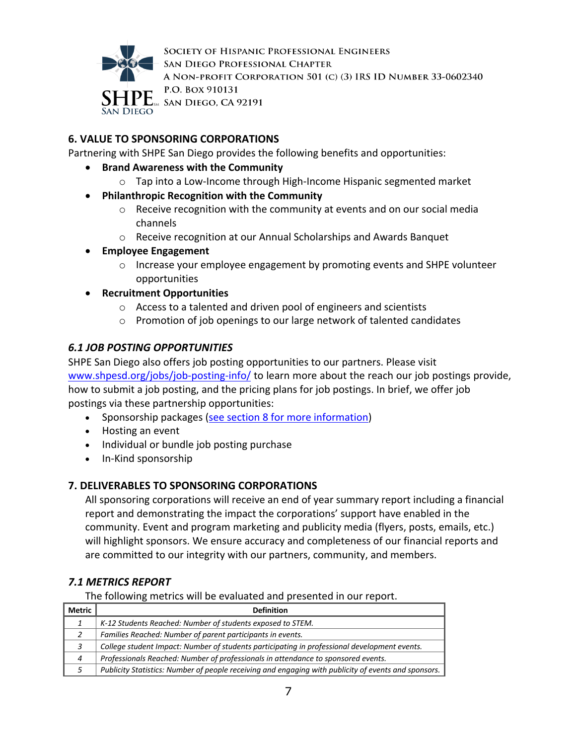## 6. VALUE TO SPONSORING CORPORATIONS

Partnering with SHPE San Diego provides the following benefits and opportunities:

- **Brand Awareness with the Community**
  - Tap into a Low-Income through High-Income Hispanic segmented market
- **Philanthropic Recognition with the Community**
  - Receive recognition with the community at events and on our social media channels
  - Receive recognition at our Annual Scholarships and Awards Banquet
- **Employee Engagement**
  - Increase your employee engagement by promoting events and SHPE volunteer opportunities
- **Recruitment Opportunities**
  - Access to a talented and driven pool of engineers and scientists
  - Promotion of job openings to our large network of talented candidates

### *6.1 JOB POSTING OPPORTUNITIES*

SHPE San Diego also offers job posting opportunities to our partners. Please visit [www.shpesd.org/jobs/job-posting-info/](www.shpesd.org/jobs/job-posting-info/) to learn more about the reach our job postings provide, how to submit a job posting, and the pricing plans for job postings. In brief, we offer job postings via these partnership opportunities:

- Sponsorship packages (see section 8 for more information)
- Hosting an event
- Individual or bundle job posting purchase
- In-Kind sponsorship

## 7. DELIVERABLES TO SPONSORING CORPORATIONS

All sponsoring corporations will receive an end of year summary report including a financial report and demonstrating the impact the corporations' support have enabled in the community. Event and program marketing and publicity media (flyers, posts, emails, etc.) will highlight sponsors. We ensure accuracy and completeness of our financial reports and are committed to our integrity with our partners, community, and members.

### *7.1 METRICS REPORT*

The following metrics will be evaluated and presented in our report.

| Metric | Definition |
|---|---|
| *1* | *K-12 Students Reached: Number of students exposed to STEM.* |
| *2* | *Families Reached: Number of parent participants in events.* |
| *3* | *College student Impact: Number of students participating in professional development events.* |
| *4* | *Professionals Reached: Number of professionals in attendance to sponsored events.* |
| *5* | *Publicity Statistics: Number of people receiving and engaging with publicity of events and sponsors.* |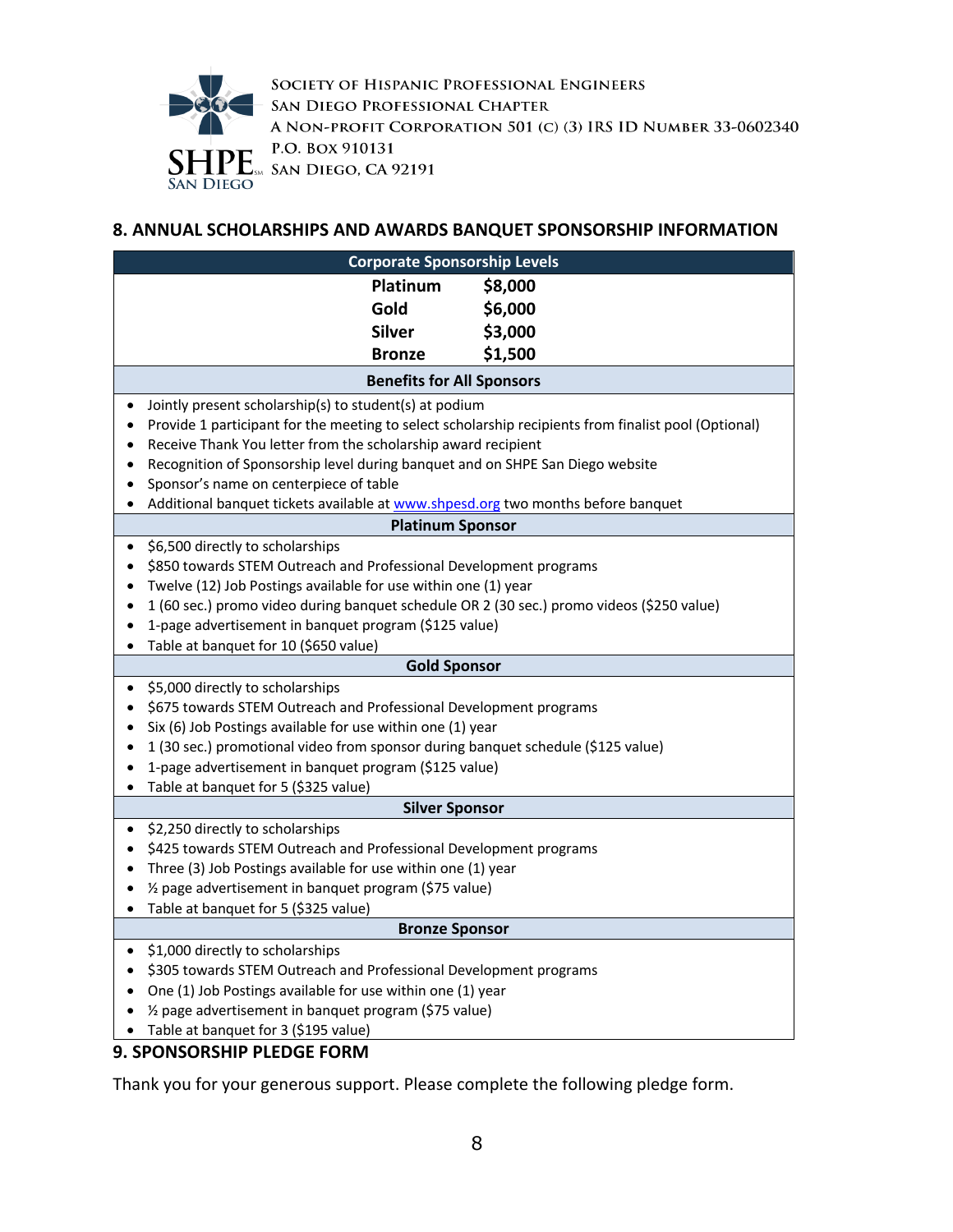SOCIETY OF HISPANIC PROFESSIONAL ENGINEERS
SAN DIEGO PROFESSIONAL CHAPTER
A NON-PROFIT CORPORATION 501 (C) (3) IRS ID NUMBER 33-0602340
P.O. BOX 910131
SAN DIEGO, CA 92191

## 8. ANNUAL SCHOLARSHIPS AND AWARDS BANQUET SPONSORSHIP INFORMATION

**Corporate Sponsorship Levels**

| Level | Amount |
|---|---|
| **Platinum** | **$8,000** |
| **Gold** | **$6,000** |
| **Silver** | **$3,000** |
| **Bronze** | **$1,500** |

**Benefits for All Sponsors**

- Jointly present scholarship(s) to student(s) at podium
- Provide 1 participant for the meeting to select scholarship recipients from finalist pool (Optional)
- Receive Thank You letter from the scholarship award recipient
- Recognition of Sponsorship level during banquet and on SHPE San Diego website
- Sponsor's name on centerpiece of table
- Additional banquet tickets available at www.shpesd.org two months before banquet

**Platinum Sponsor**

- $6,500 directly to scholarships
- $850 towards STEM Outreach and Professional Development programs
- Twelve (12) Job Postings available for use within one (1) year
- 1 (60 sec.) promo video during banquet schedule OR 2 (30 sec.) promo videos ($250 value)
- 1-page advertisement in banquet program ($125 value)
- Table at banquet for 10 ($650 value)

**Gold Sponsor**

- $5,000 directly to scholarships
- $675 towards STEM Outreach and Professional Development programs
- Six (6) Job Postings available for use within one (1) year
- 1 (30 sec.) promotional video from sponsor during banquet schedule ($125 value)
- 1-page advertisement in banquet program ($125 value)
- Table at banquet for 5 ($325 value)

**Silver Sponsor**

- $2,250 directly to scholarships
- $425 towards STEM Outreach and Professional Development programs
- Three (3) Job Postings available for use within one (1) year
- ½ page advertisement in banquet program ($75 value)
- Table at banquet for 5 ($325 value)

**Bronze Sponsor**

- $1,000 directly to scholarships
- $305 towards STEM Outreach and Professional Development programs
- One (1) Job Postings available for use within one (1) year
- ½ page advertisement in banquet program ($75 value)
- Table at banquet for 3 ($195 value)

## 9. SPONSORSHIP PLEDGE FORM

Thank you for your generous support. Please complete the following pledge form.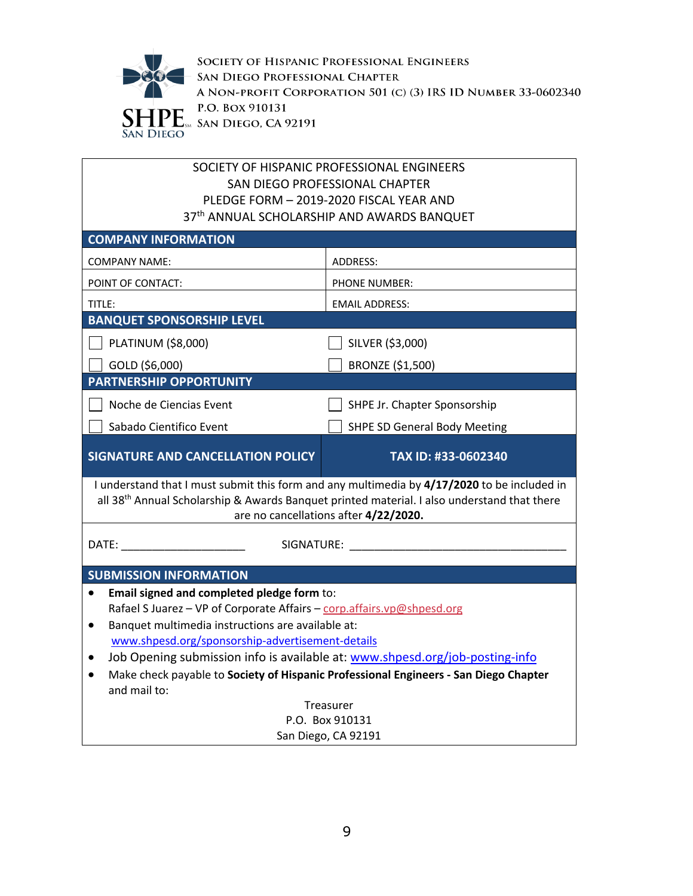SOCIETY OF HISPANIC PROFESSIONAL ENGINEERS
SAN DIEGO PROFESSIONAL CHAPTER
A NON-PROFIT CORPORATION 501 (C) (3) IRS ID NUMBER 33-0602340
P.O. BOX 910131
SAN DIEGO, CA 92191

# SOCIETY OF HISPANIC PROFESSIONAL ENGINEERS
## SAN DIEGO PROFESSIONAL CHAPTER
## PLEDGE FORM – 2019-2020 FISCAL YEAR AND 37th ANNUAL SCHOLARSHIP AND AWARDS BANQUET

### COMPANY INFORMATION

| | |
|---|---|
| COMPANY NAME: | ADDRESS: |
| POINT OF CONTACT: | PHONE NUMBER: |
| TITLE: | EMAIL ADDRESS: |

### BANQUET SPONSORSHIP LEVEL

- [ ] PLATINUM ($8,000)
- [ ] GOLD ($6,000)
- [ ] SILVER ($3,000)
- [ ] BRONZE ($1,500)

### PARTNERSHIP OPPORTUNITY

- [ ] Noche de Ciencias Event
- [ ] Sabado Cientifico Event
- [ ] SHPE Jr. Chapter Sponsorship
- [ ] SHPE SD General Body Meeting

### SIGNATURE AND CANCELLATION POLICY

**TAX ID: #33-0602340**

I understand that I must submit this form and any multimedia by **4/17/2020** to be included in all 38th Annual Scholarship & Awards Banquet printed material. I also understand that there are no cancellations after **4/22/2020.**

DATE: ____________________ SIGNATURE: ___________________________________

### SUBMISSION INFORMATION

- **Email signed and completed pledge form** to:
  Rafael S Juarez – VP of Corporate Affairs – corp.affairs.vp@shpesd.org
- Banquet multimedia instructions are available at:
  www.shpesd.org/sponsorship-advertisement-details
- Job Opening submission info is available at: www.shpesd.org/job-posting-info
- Make check payable to **Society of Hispanic Professional Engineers - San Diego Chapter** and mail to:

Treasurer
P.O. Box 910131
San Diego, CA 92191